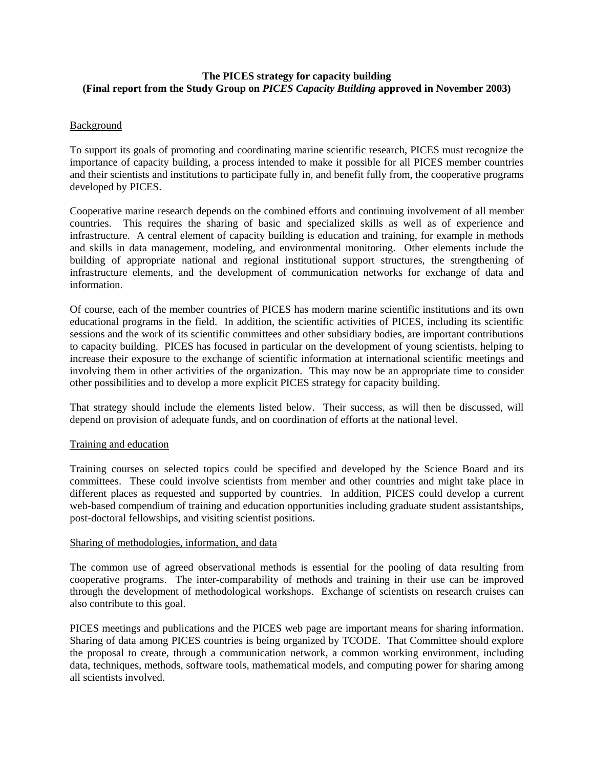**The PICES strategy for capacity building**
**(Final report from the Study Group on *PICES Capacity Building* approved in November 2003)**

## Background

To support its goals of promoting and coordinating marine scientific research, PICES must recognize the importance of capacity building, a process intended to make it possible for all PICES member countries and their scientists and institutions to participate fully in, and benefit fully from, the cooperative programs developed by PICES.

Cooperative marine research depends on the combined efforts and continuing involvement of all member countries. This requires the sharing of basic and specialized skills as well as of experience and infrastructure. A central element of capacity building is education and training, for example in methods and skills in data management, modeling, and environmental monitoring. Other elements include the building of appropriate national and regional institutional support structures, the strengthening of infrastructure elements, and the development of communication networks for exchange of data and information.

Of course, each of the member countries of PICES has modern marine scientific institutions and its own educational programs in the field. In addition, the scientific activities of PICES, including its scientific sessions and the work of its scientific committees and other subsidiary bodies, are important contributions to capacity building. PICES has focused in particular on the development of young scientists, helping to increase their exposure to the exchange of scientific information at international scientific meetings and involving them in other activities of the organization. This may now be an appropriate time to consider other possibilities and to develop a more explicit PICES strategy for capacity building.

That strategy should include the elements listed below. Their success, as will then be discussed, will depend on provision of adequate funds, and on coordination of efforts at the national level.

## Training and education

Training courses on selected topics could be specified and developed by the Science Board and its committees. These could involve scientists from member and other countries and might take place in different places as requested and supported by countries. In addition, PICES could develop a current web-based compendium of training and education opportunities including graduate student assistantships, post-doctoral fellowships, and visiting scientist positions.

## Sharing of methodologies, information, and data

The common use of agreed observational methods is essential for the pooling of data resulting from cooperative programs. The inter-comparability of methods and training in their use can be improved through the development of methodological workshops. Exchange of scientists on research cruises can also contribute to this goal.

PICES meetings and publications and the PICES web page are important means for sharing information. Sharing of data among PICES countries is being organized by TCODE. That Committee should explore the proposal to create, through a communication network, a common working environment, including data, techniques, methods, software tools, mathematical models, and computing power for sharing among all scientists involved.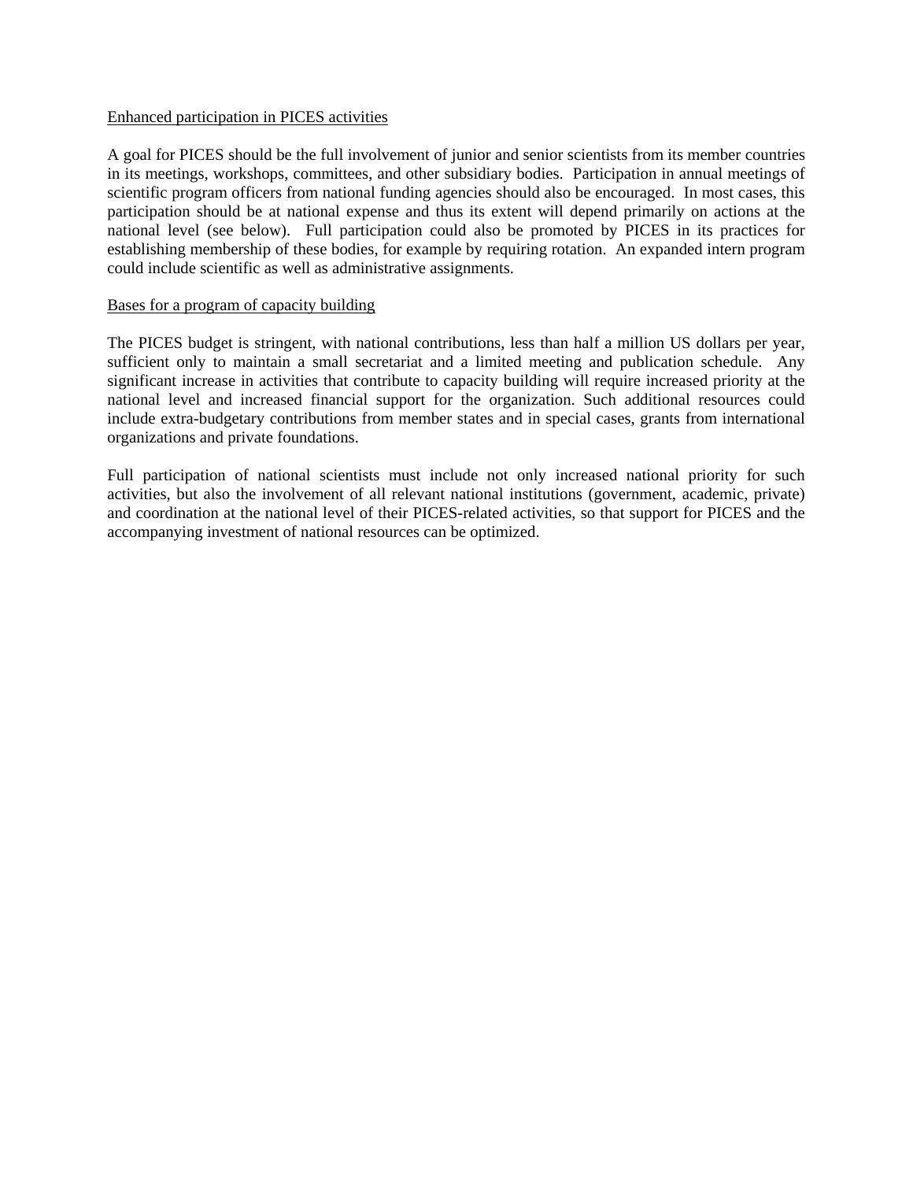Enhanced participation in PICES activities

A goal for PICES should be the full involvement of junior and senior scientists from its member countries in its meetings, workshops, committees, and other subsidiary bodies. Participation in annual meetings of scientific program officers from national funding agencies should also be encouraged. In most cases, this participation should be at national expense and thus its extent will depend primarily on actions at the national level (see below). Full participation could also be promoted by PICES in its practices for establishing membership of these bodies, for example by requiring rotation. An expanded intern program could include scientific as well as administrative assignments.

Bases for a program of capacity building

The PICES budget is stringent, with national contributions, less than half a million US dollars per year, sufficient only to maintain a small secretariat and a limited meeting and publication schedule. Any significant increase in activities that contribute to capacity building will require increased priority at the national level and increased financial support for the organization. Such additional resources could include extra-budgetary contributions from member states and in special cases, grants from international organizations and private foundations.

Full participation of national scientists must include not only increased national priority for such activities, but also the involvement of all relevant national institutions (government, academic, private) and coordination at the national level of their PICES-related activities, so that support for PICES and the accompanying investment of national resources can be optimized.